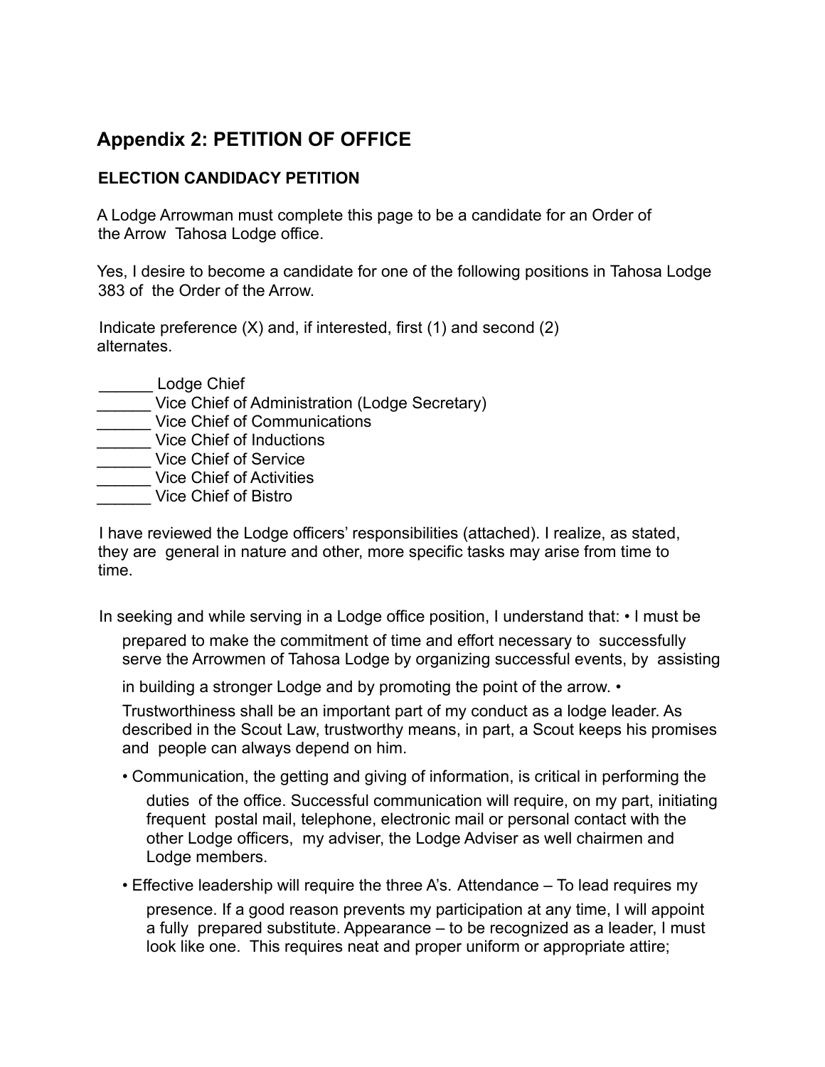## Appendix 2: PETITION OF OFFICE

### ELECTION CANDIDACY PETITION

A Lodge Arrowman must complete this page to be a candidate for an Order of the Arrow Tahosa Lodge office.

Yes, I desire to become a candidate for one of the following positions in Tahosa Lodge 383 of the Order of the Arrow.

Indicate preference (X) and, if interested, first (1) and second (2) alternates.

______ Lodge Chief
______ Vice Chief of Administration (Lodge Secretary)
______ Vice Chief of Communications
______ Vice Chief of Inductions
______ Vice Chief of Service
______ Vice Chief of Activities
______ Vice Chief of Bistro

I have reviewed the Lodge officers' responsibilities (attached). I realize, as stated, they are general in nature and other, more specific tasks may arise from time to time.

In seeking and while serving in a Lodge office position, I understand that:

- I must be prepared to make the commitment of time and effort necessary to successfully serve the Arrowmen of Tahosa Lodge by organizing successful events, by assisting in building a stronger Lodge and by promoting the point of the arrow.
- Trustworthiness shall be an important part of my conduct as a lodge leader. As described in the Scout Law, trustworthy means, in part, a Scout keeps his promises and people can always depend on him.
- Communication, the getting and giving of information, is critical in performing the duties of the office. Successful communication will require, on my part, initiating frequent postal mail, telephone, electronic mail or personal contact with the other Lodge officers, my adviser, the Lodge Adviser as well chairmen and Lodge members.
- Effective leadership will require the three A's. Attendance – To lead requires my presence. If a good reason prevents my participation at any time, I will appoint a fully prepared substitute. Appearance – to be recognized as a leader, I must look like one. This requires neat and proper uniform or appropriate attire;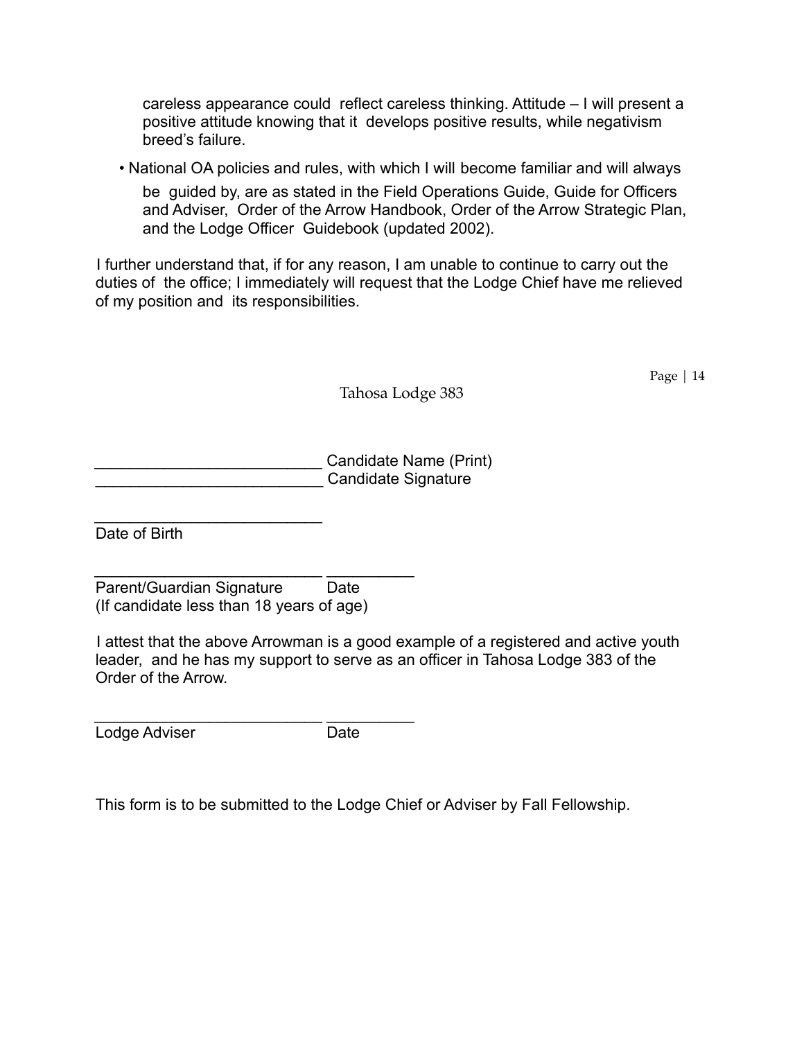careless appearance could reflect careless thinking. Attitude – I will present a positive attitude knowing that it develops positive results, while negativism breed's failure.

- National OA policies and rules, with which I will become familiar and will always be guided by, are as stated in the Field Operations Guide, Guide for Officers and Adviser, Order of the Arrow Handbook, Order of the Arrow Strategic Plan, and the Lodge Officer Guidebook (updated 2002).

I further understand that, if for any reason, I am unable to continue to carry out the duties of the office; I immediately will request that the Lodge Chief have me relieved of my position and its responsibilities.

_________________________ Candidate Name (Print)
_________________________ Candidate Signature

_________________________
Date of Birth

_________________________ __________
Parent/Guardian Signature Date
(If candidate less than 18 years of age)

I attest that the above Arrowman is a good example of a registered and active youth leader, and he has my support to serve as an officer in Tahosa Lodge 383 of the Order of the Arrow.

_________________________ __________
Lodge Adviser Date

This form is to be submitted to the Lodge Chief or Adviser by Fall Fellowship.